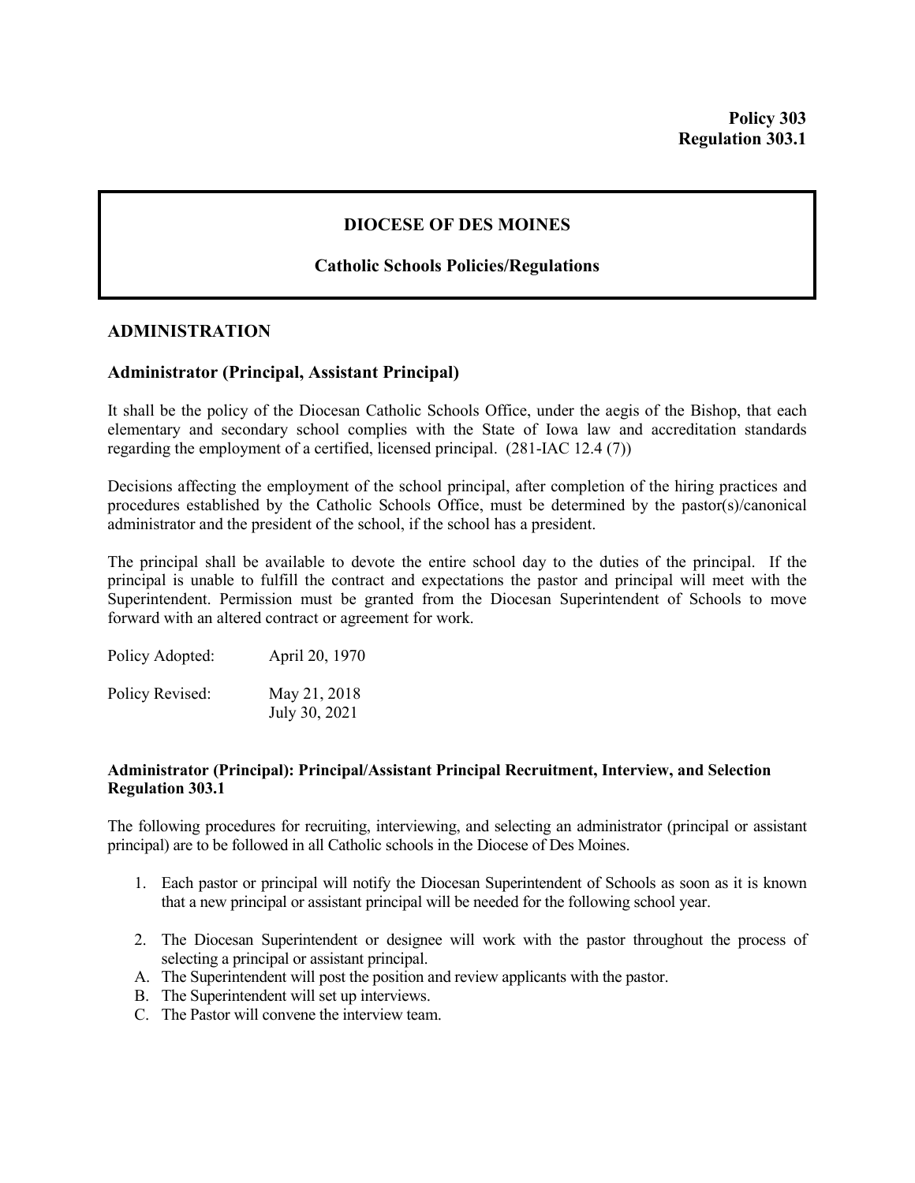**Policy 303**
**Regulation 303.1**

# DIOCESE OF DES MOINES

## Catholic Schools Policies/Regulations

## ADMINISTRATION

### Administrator (Principal, Assistant Principal)

It shall be the policy of the Diocesan Catholic Schools Office, under the aegis of the Bishop, that each elementary and secondary school complies with the State of Iowa law and accreditation standards regarding the employment of a certified, licensed principal. (281-IAC 12.4 (7))

Decisions affecting the employment of the school principal, after completion of the hiring practices and procedures established by the Catholic Schools Office, must be determined by the pastor(s)/canonical administrator and the president of the school, if the school has a president.

The principal shall be available to devote the entire school day to the duties of the principal. If the principal is unable to fulfill the contract and expectations the pastor and principal will meet with the Superintendent. Permission must be granted from the Diocesan Superintendent of Schools to move forward with an altered contract or agreement for work.

Policy Adopted: April 20, 1970

Policy Revised: May 21, 2018
July 30, 2021

**Administrator (Principal): Principal/Assistant Principal Recruitment, Interview, and Selection Regulation 303.1**

The following procedures for recruiting, interviewing, and selecting an administrator (principal or assistant principal) are to be followed in all Catholic schools in the Diocese of Des Moines.

1. Each pastor or principal will notify the Diocesan Superintendent of Schools as soon as it is known that a new principal or assistant principal will be needed for the following school year.

2. The Diocesan Superintendent or designee will work with the pastor throughout the process of selecting a principal or assistant principal.

A. The Superintendent will post the position and review applicants with the pastor.
B. The Superintendent will set up interviews.
C. The Pastor will convene the interview team.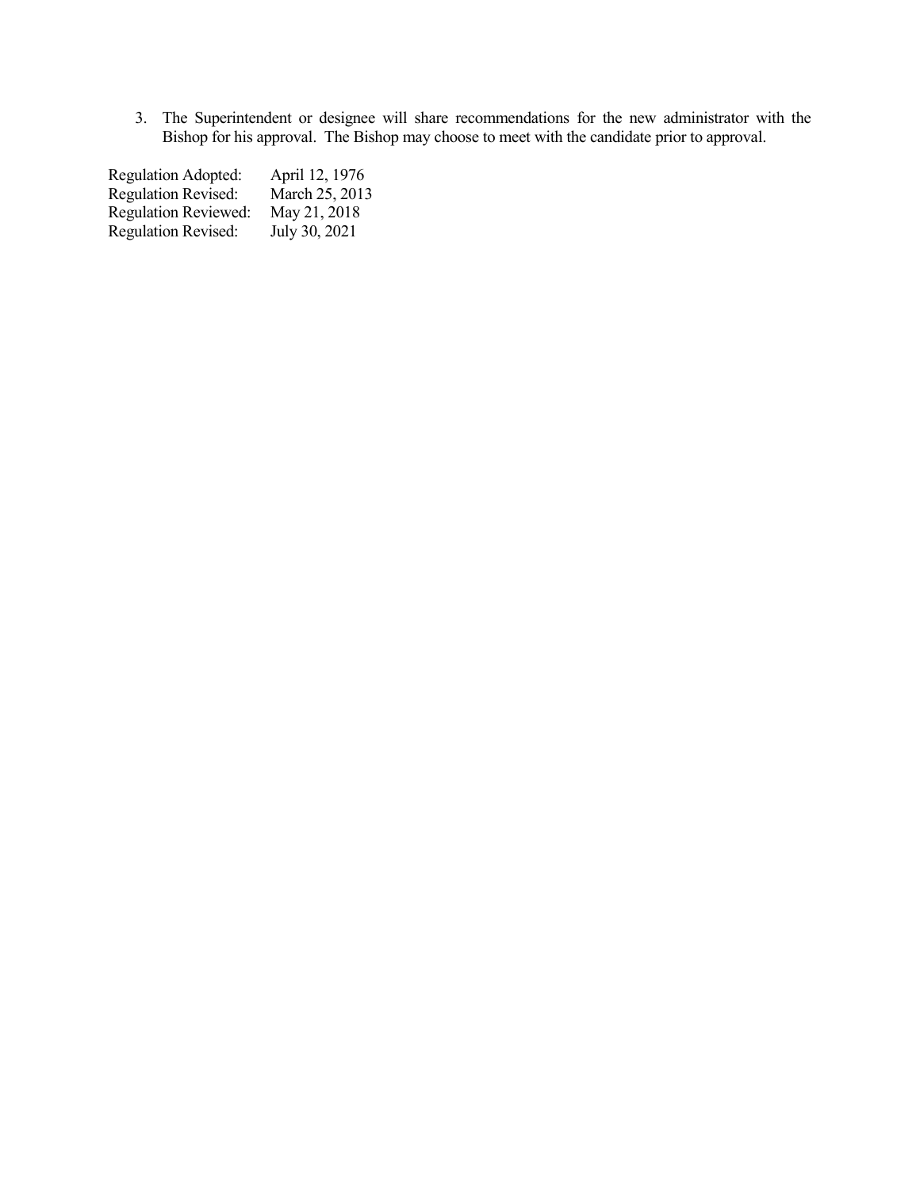3. The Superintendent or designee will share recommendations for the new administrator with the Bishop for his approval. The Bishop may choose to meet with the candidate prior to approval.

| | |
|---|---|
| Regulation Adopted: | April 12, 1976 |
| Regulation Revised: | March 25, 2013 |
| Regulation Reviewed: | May 21, 2018 |
| Regulation Revised: | July 30, 2021 |